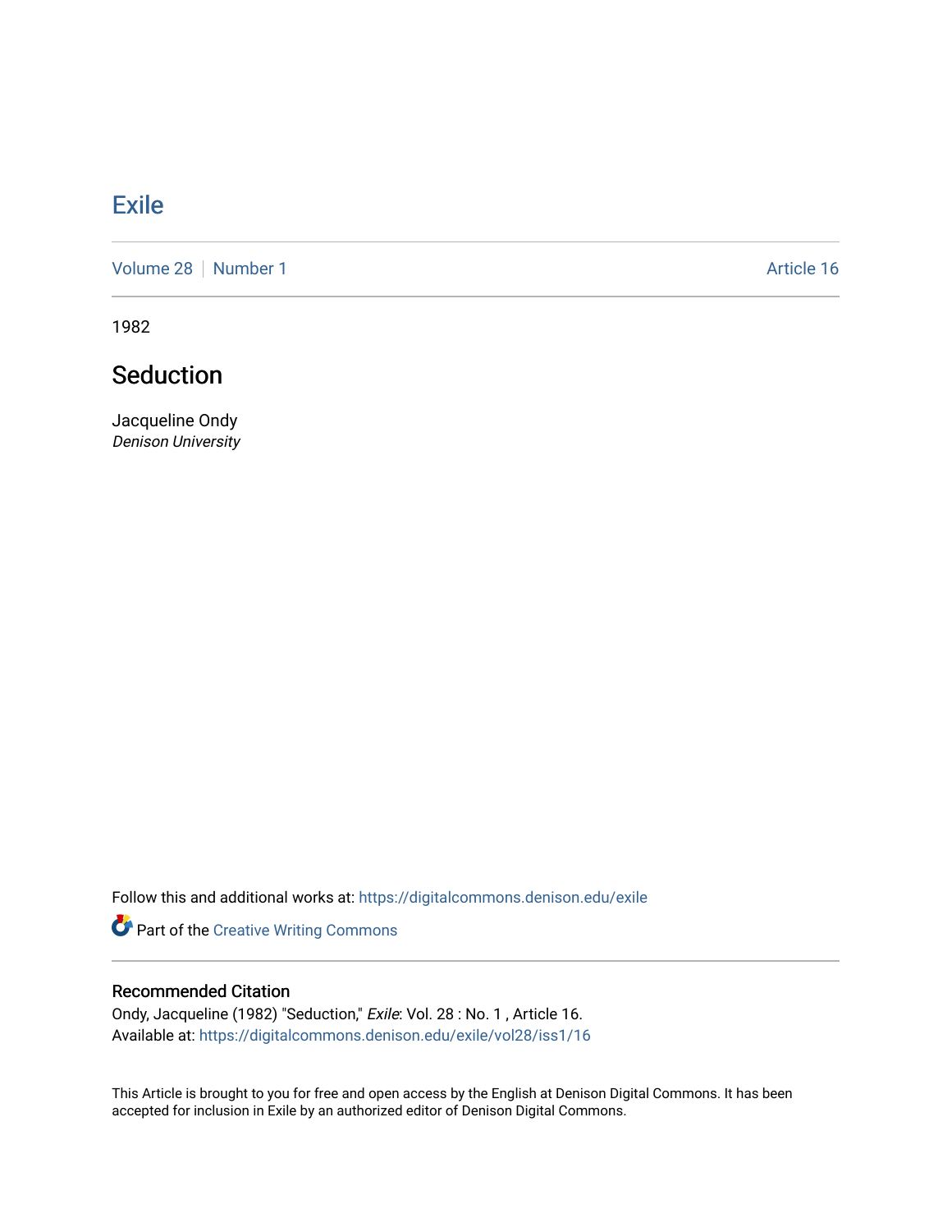# Exile

Volume 28 | Number 1 | Article 16

1982

## Seduction

Jacqueline Ondy
*Denison University*

Follow this and additional works at: https://digitalcommons.denison.edu/exile

Part of the Creative Writing Commons

### Recommended Citation

Ondy, Jacqueline (1982) "Seduction," *Exile*: Vol. 28 : No. 1 , Article 16.
Available at: https://digitalcommons.denison.edu/exile/vol28/iss1/16

This Article is brought to you for free and open access by the English at Denison Digital Commons. It has been accepted for inclusion in Exile by an authorized editor of Denison Digital Commons.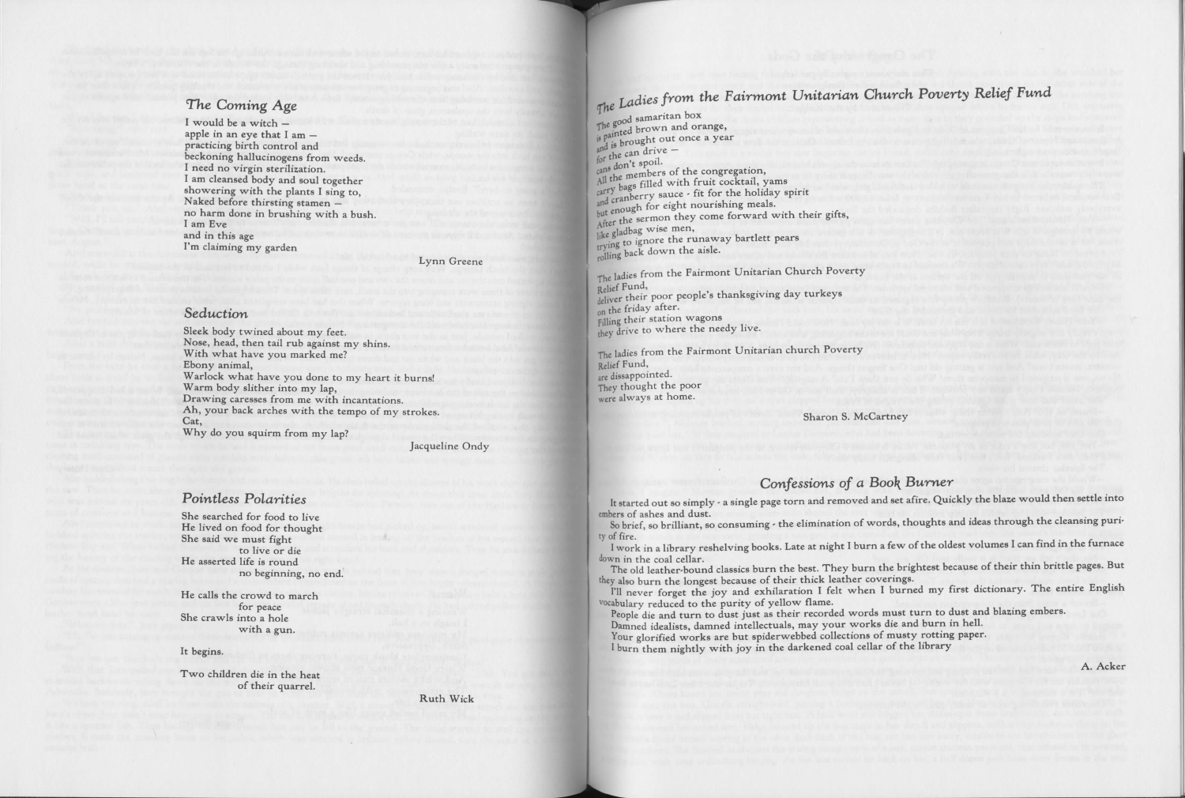## The Coming Age

I would be a witch –
apple in an eye that I am –
practicing birth control and
beckoning hallucinogens from weeds.
I need no virgin sterilization.
I am cleansed body and soul together
showering with the plants I sing to,
Naked before thirsting stamen –
no harm done in brushing with a bush.
I am Eve
and in this age
I'm claiming my garden

Lynn Greene

## Seduction

Sleek body twined about my feet.
Nose, head, then tail rub against my shins.
With what have you marked me?
Ebony animal,
Warlock what have you done to my heart it burns!
Warm body slither into my lap,
Drawing caresses from me with incantations.
Ah, your back arches with the tempo of my strokes.
Cat,
Why do you squirm from my lap?

Jacqueline Ondy

## Pointless Polarities

She searched for food to live
He lived on food for thought
She said we must fight
to live or die
He asserted life is round
no beginning, no end.

He calls the crowd to march
for peace
She crawls into a hole
with a gun.

It begins.

Two children die in the heat
of their quarrel.

Ruth Wick

## The Ladies from the Fairmont Unitarian Church Poverty Relief Fund

The good samaritan box
is painted brown and orange,
and is brought out once a year
for the can drive –
cans don't spoil.
All the members of the congregation,
carry bags filled with fruit cocktail, yams
and cranberry sauce - fit for the holiday spirit
but enough for eight nourishing meals.
After the sermon they come forward with their gifts,
like gladbag wise men,
trying to ignore the runaway bartlett pears
rolling back down the aisle.

The ladies from the Fairmont Unitarian Church Poverty
Relief Fund,
deliver their poor people's thanksgiving day turkeys
on the friday after.
Filling their station wagons
they drive to where the needy live.

The ladies from the Fairmont Unitarian church Poverty
Relief Fund,
are dissappointed.
They thought the poor
were always at home.

Sharon S. McCartney

## Confessions of a Book Burner

It started out so simply - a single page torn and removed and set afire. Quickly the blaze would then settle into embers of ashes and dust.

So brief, so brilliant, so consuming - the elimination of words, thoughts and ideas through the cleansing purity of fire.

I work in a library reshelving books. Late at night I burn a few of the oldest volumes I can find in the furnace down in the coal cellar.

The old leather-bound classics burn the best. They burn the brightest because of their thin brittle pages. But they also burn the longest because of their thick leather coverings.

I'll never forget the joy and exhilaration I felt when I burned my first dictionary. The entire English vocabulary reduced to the purity of yellow flame.

People die and turn to dust just as their recorded words must turn to dust and blazing embers.

Damned idealists, damned intellectuals, may your works die and burn in hell.

Your glorified works are but spiderwebbed collections of musty rotting paper.

I burn them nightly with joy in the darkened coal cellar of the library

A. Acker